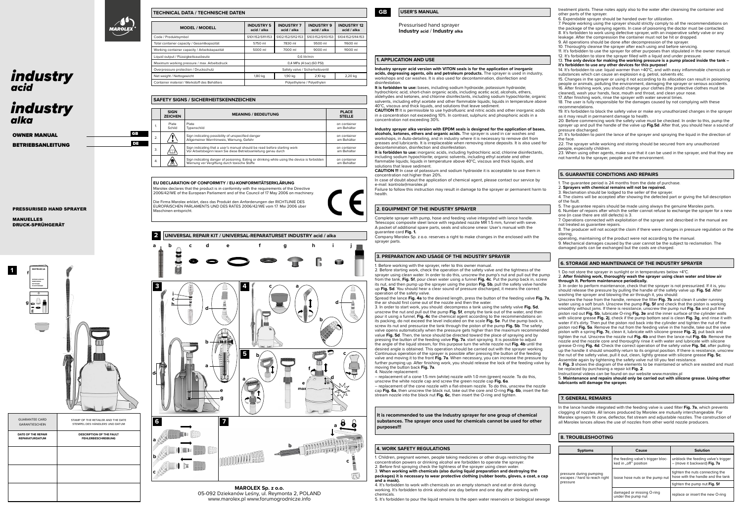# industry acid

# industry alka

**OWNER MANUAL** GB

**BETRIEBSANLEITUNG** DE

**PRESSURISED HAND SPRAYER**

**MANUELLES DRUCK-SPRÜHGERÄT**

| GUARANTEE CARD GARANTIESCHEIN | STAMP OF THE RETAILER AND THE DATE STEMPEL DES HANDLERS UND DATUM |
|---|---|
| **DATE OF THE REPAIR REPARATURDATUM** | **DESCRIPTION OF THE FAULT FEHLERBESCHREIBUNG** |
| | |
| | |
| | |

## TECHNICAL DATA / TECHNISCHE DATEN

| MODEL / MODELL | INDUSTRY 5 acid / alka | INDUSTRY 7 acid / alka | INDUSTRY 9 acid / alka | INDUSTRY 12 acid / alka |
|---|---|---|---|---|
| Code / Produktsymbol | 5101.152/5111.153 | 5102.152/5112.153 | 5103.152/5113.153 | 5104.152/5114.153 |
| Total container capacity / Gesamtkapazität | 5750 ml | 7830 ml | 9500 ml | 11600 ml |
| Working container capacity / Arbeitskapazität | 5000 ml | 7000 ml | 9000 ml | 11000 ml |
| Liquid output / Flüssigkeitsausbeute | 0,6 litr/min | | | |
| Maximum working pressure / max. Arbeitsdruck | 0,4 MPa (4 bar) (60 PSI) | | | |
| Overpressure protection / Druckschutz | Safety valve / Sicherheitsventil | | | |
| Net weight / Nettogewicht | 1,80 kg | 1,90 kg | 2,10 kg | 2,20 kg |
| Container material / Werkstoff des Behälters | Polyethylene / Polyethylen | | | |

## SAFETY SIGNS / SICHERHEITSKENNZEICHEN

| | SIGN ZEICHEN | MEANING / BEDEUTUNG | PLACE STELLE |
|---|---|---|---|
| 1. | Plate Schild | Plate Typenschild | on container am Behälter |
| 2. | | Sign indicating possibility of unspecified danger Allgemeiner Warnhinweis, Warnung, Gefahr | on container am Behälter |
| 3. | | Sign indicating that a user's manual should be read before starting work Vor Arbeitsbeginn lesen Sie diese Betriebsanleitung genau durch | on container am Behälter |
| 4. | | Sign indicating danger of poisoning. Eating or drinking while using the device is forbidden Warnung vor Vergiftung durch toxische Stoffe | on container am Behälter |

## EU DECLARATION OF CONFORMITY / EU-KONFORMITÄTSERKLÄRUNG

Marolex declares that the product is in conformity with the requirements of the Directive 2006/42/WE of the European Parliament and of the Council of 17 May 2006 on machinery.

Die Firma Marolex erklärt, dass das Produkt den Anforderungen der RICHTLINIE DES EUROPÄISCHEN PARLAMENTS UND DES RATES 2006/42/WE vom 17 Mai 2006 über Maschinen entspricht.

## 2 UNIVERSAL REPAIR KIT / UNIVERSAL-REPARATURSET INDUSTRY acid / alka

**MAROLEX Sp. z o.o.**
05-092 Dziekanów Leśny, ul. Reymonta 2, POLAND
www.marolex.pl www.forumogrodnicze.info

# GB USER'S MANUAL

Pressurised hand sprayer
**Industry acid / Industry alka**

## 1. APPLICATION AND USE

**Industry sprayer acid version with VITON seals is for the application of inorganic acids, degreasing agents, oils and petroleum products.** The sprayer is used in industry, workshops and car washes. It is also used for decontamination, disinfection and disinfestation.

**It is forbidden to use:** bases, including sodium hydroxide, potassium hydroxide; hydrochloric acid; short-chain organic acids, including acetic acid, alcohols, ethers, aldehydes and ketones, and chlorine disinfectants, including sodium hypochlorite; organic solvents, including ethyl acetate and other flammable liquids; liquids in temperature above 40°C, viscous and thick liquids, and solutions that leave sediment.

**CAUTION !!!** It is permissible to use hydrofluoric and nitric acids and other inorganic acids in a concentration not exceeding 10%. In contrast, sulphuric and phosphoric acids in a concentration not exceeding 30%.

**Industry sprayer alka version with EPDM seals is designed for the application of bases, alcohols, ketones, ethers and organic acids.** The sprayer is used in car washes and workshops, in Auto-detailing, and in industry where it is necessary to remove dirt from greases and lubricants. It is irreplaceable when removing stone deposits. It is also used for decontamination, disinfection and disinfestation.

**It is forbidden to use:** inorganic acids, including hydrochloric acid; chlorine disinfectants, including sodium hypochlorite; organic solvents, including ethyl acetate and other flammable liquids; liquids in temperature above 40°C, viscous and thick liquids, and solutions that leave sediment.

**CAUTION !!!** In case of potassium and sodium hydroxide it is acceptable to use them in concentration not higher than 20%.

In case of doubt about the application of chemical agent, please contact our service by e-mail: kontrola@marolex.pl

Failure to follow this instruction may result in damage to the sprayer or permanent harm to health.

## 2. EQUIPMENT OF THE INDUSTRY SPRAYER

Complete sprayer with pump, hose and feeding valve integrated with lance handle. Telescopic composite steel lance with regulated nozzle MR 1.5 mm, funnel with sieve. A packet of additional spare parts, seals and silicone smear. User's manual with the guarantee card **Fig. 1**.

Company Marolex Sp. z o.o. reserves a right to make changes in the enclosed with the sprayer parts.

## 3. PREPARATION AND USAGE OF THE INDUSTRY SPRAYER

1. Before working with the sprayer, refer to this owner manual.
2. Before starting work, check the operation of the safety valve and the tightness of the sprayer using clean water. In order to do this, unscrew the pump's nut and pull out the pump from the tank, **Fig. 5f**, pour clean water using a funnel **Fig. 4c**. Put the pump back in, screw its nut, and then pump up the sprayer using the piston **Fig. 5b**, pull the safety valve handle up **Fig. 5d**. You should hear a clear sound of pressure discharged, it means the correct operation of the safety valve.

Spread the lance **Fig. 4a** to the desired length, press the button of the feeding valve **Fig. 7a**, the air should first come out of the nozzle and then the water.

3. In order to start work, you should: decompress a tank using the safety valve **Fig. 5d**, unscrew the nut and pull out the pump **Fig. 5f**, empty the tank out of the water, and then pour it using a funnel, **Fig. 4c** the chemical agent according to the recommendations on its packing, do not exceed the level indicated on the scale **Fig. 5e**. Put the pump back in, screw its nut and pressurize the tank through the piston of the pump **Fig. 5b**. The safety valve opens automatically when the pressure gets higher than the maximum recommended value **Fig. 5d**. Then, the lance should be directed toward the place of spraying and by pressing the button of the feeding valve **Fig. 7a**. start spraying. It is possible to adjust the angle of the liquid stream, for this purpose turn the white nozzle nut **Fig. 4b** until the desired angle is obtained. This operation should be carried out with the sprayer working. Continuous operation of the sprayer is possible after pressing the button of the feeding valve and moving it to the front **Fig. 7a**. When necessary, you can increase the pressure by further pumping up. After finishing work, you should release the lock of the feeding valve by moving the button back **Fig. 7a**.

4. Nozzle replacement:

– replacement of a cone 1.5 mm (white) nozzle with 1.0 mm (green) nozzle. To do this, unscrew the white nozzle cap and screw the green nozzle cap **Fig. 6a**.

– replacement of the cone nozzle with a flat-stream nozzle. To do this, unscrew the nozzle cap **Fig. 6a**, then unscrew the black nut, take out the core and O-ring **Fig. 6b**, insert the flat-stream nozzle into the black nut **Fig. 6c**, then insert the O-ring and tighten.

**It is recommended to use the Industry sprayer for one group of chemical substances. The sprayer once used for chemicals cannot be used for other purposes!!!**

## 4. WORK SAFETY REGULATIONS

1. Children, pregnant women, people taking medicines or other drugs restricting the concentration powers or drinking alcohol are forbidden to operate the sprayer.
2. Before first spraying check the tightness of the sprayer using clean water.
3. **When working with chemicals (also during liquid preparation and destroying the packages) it is necessary to wear protective clothing (rubber boots, gloves, a coat, a cap and a mask).**
4. It's forbidden to work with chemicals on an empty stomach and eat or drink during working. It's forbidden to drink alcohol one day before and one day after working with chemicals.
5. It's forbidden to pour the liquid remains to the open water reservoirs or biological sewage treatment plants. These notes apply also to the water after cleansing the container and other parts of the sprayer.
6. Expendable sprayer should be handed over for utilization.
7. People working using the sprayer should strictly comply to all the recommendations on the package of the spraying agents. In case of poisoning the doctor must be contacted.
8. It's forbidden to work using defective sprayer, with an inoperative safety valve or any leakage. After the compression the container must not be hit or dropped.
9. All operations should be done after decompression of the sprayer.
10. Thoroughly cleanse the sprayer after each using and before servicing.
11. It's forbidden to use the sprayer for other purposes than stipulated in the owner manual.
12. It's forbidden to store the sprayer filled with a liquid and under pressure.
13. **The only device for making the working pressure is a pump placed inside the tank – it's forbidden to use any other devices for this purpose!**
14. It's forbidden to use: liquid warmer than +40°C, and with easy inflammable chemicals or substances which can cause an explosion e.g. petrol, solvents etc.
15. Changes in the sprayer or using it not according to its allocation can result in poisoning people or animals, polluting the environment, damaging the sprayer or serious accidents.
16. After finishing work, you should change your clothes (the protective clothes must be cleaned), wash your hands, face, mouth and throat, and clean your nose.
17. After finishing work, rinse the sprayer with water several times.
18. The user is fully responsible for the damages caused by not complying with these recommendations.
19. It's forbidden to block the safety valve or make any unauthorized changes in the sprayer as it may result in permanent damage to health.
20. Before commencing work the safety valve must be checked. In order to this, pump the sprayer up and pull the handle of the valve up **Fig.5d**. After that, you should hear a sound of pressure discharged.
21. It's forbidden to point the lance of the sprayer and spraying the liquid in the direction of the face.
22. The sprayer while working and storing should be secured from any unauthorized people, especially children.
23. When using other agents, make sure that it can be used in the sprayer, and that they are not harmful to the sprayer, people and the environment.

## 5. GUARANTEE CONDITIONS AND REPAIRS

1. The guarantee period is 24 months from the date of purchase.
2. **Sprayers with chemical remains will not be repaired.**
3. Reclamation should be lodged to the seller of the sprayer.
4. The claims will be accepted after showing the defected part or giving the full description of the fault.
5. The guarantee repairs should be made using always the genuine Marolex parts.
6. Number of repairs after which the seller cannot refuse to exchange the sprayer for a new one (in case there are still defects) is 3.
7. Operations connected with exploitation of the sprayer and described in the manual are not treated as guarantee repairs.
8. The producer will not accept the claim if there were changes in pressure regulation or the storing,
operating, maintaining of the product were not according to the manual.
9. Mechanical damages caused by the user cannot be the subject to reclamation. The damaged parts can be exchanged but the costs are charged.

## 6. STORAGE AND MAINTENANCE OF THE INDUSTRY SPRAYER

1. Do not store the sprayer in sunlight or in temperatures below +4°C.
2. **After finishing work, thoroughly wash the sprayer using clean water and blow air through it. Perform maintenance periodically.**
3. In order to perform maintenance, check that the sprayer is not pressurized. If it is, you should release the pressure by pulling the handle of the safety valve up. **Fig. 5d**. After washing the sprayer and blowing the air through it, you should:
Unscrew the hose from the handle, remove the filter **Fig. 7b** and clean it under running water using a soft brush. Unscrew the pump **Fig. 5f** and check that the piston is working smoothly without jams. If there is resistance, unscrew the pump nut **Fig. 5a** and pull the piston rod out **Fig. 5b**, lubricate O-ring **Fig. 3e** and the inner surface of the cylinder walls with silicone grease **Fig. 2j**, check if the pump bottom seal is clean **Fig. 3g**, and rinse it with water if it's dirty. Then put the piston rod back into the cylinder and tighten the nut of the piston rod **Fig. 5a**. Remove the nut from the feeding valve in the handle, take out the valve piston with a spring **Fig. 7c**, clean it, lubricate with silicone grease **Fig. 2j**, put back and tighten the nut. Unscrew the nozzle nut **Fig. 4b** and then the lance nut **Fig. 6b**. Remove the nozzle and the nozzle core and thoroughly rinse it with water and lubricate with silicone grease O-ring **Fig. 4d**. Check the correct operation of the safety valve **Fig. 5d**, after pulling up the handle it should smoothly return to its original position. If there is resistance, unscrew the nut of the safety valve, pull it out, clean, lightly grease with silicone grease **Fig. 5c**. Assemble again by tightening the safety valve nut till you feel resistance.
4. **Fig. 3** shows the diagram of the elements to be maintained or which are wasted and must be replaced by purchasing a repair kit **Fig. 2**.
Instructional videos can be found on our website www.marolex.pl
5. **Maintenance and repairs should only be carried out with silicone grease. Using other lubricants will damage the sprayer.**

## 7. GENERAL REMARKS

In the lance handle integrated with the feeding valve is used filter **Fig. 7a**, which prevents clogging of nozzles. All lances produced by Marolex are mutually interchangeable. For Marolex sprayers fit cone, deflector, flat stream and adjustable nozzles. The construction of all Marolex lances allows the use of nozzles from other world nozzle producers.

## 8. TROUBLESHOOTING

| Syptoms | Cause | Solution |
|---|---|---|
| pressure during pumping escapes / hard to reach right pressure | the feeding valve's trigger blocked in „off" position | unblock the feeding valve's trigger – (move it backward) **Fig. 7a** |
| | loose hose nuts or the pump nut | tighten the nuts connecting the hose with the handle and the tank |
| | | tighten the pump nut **Fig. 5f** |
| | damaged or missing O-ring under the pump nut | replace or insert the new O-ring |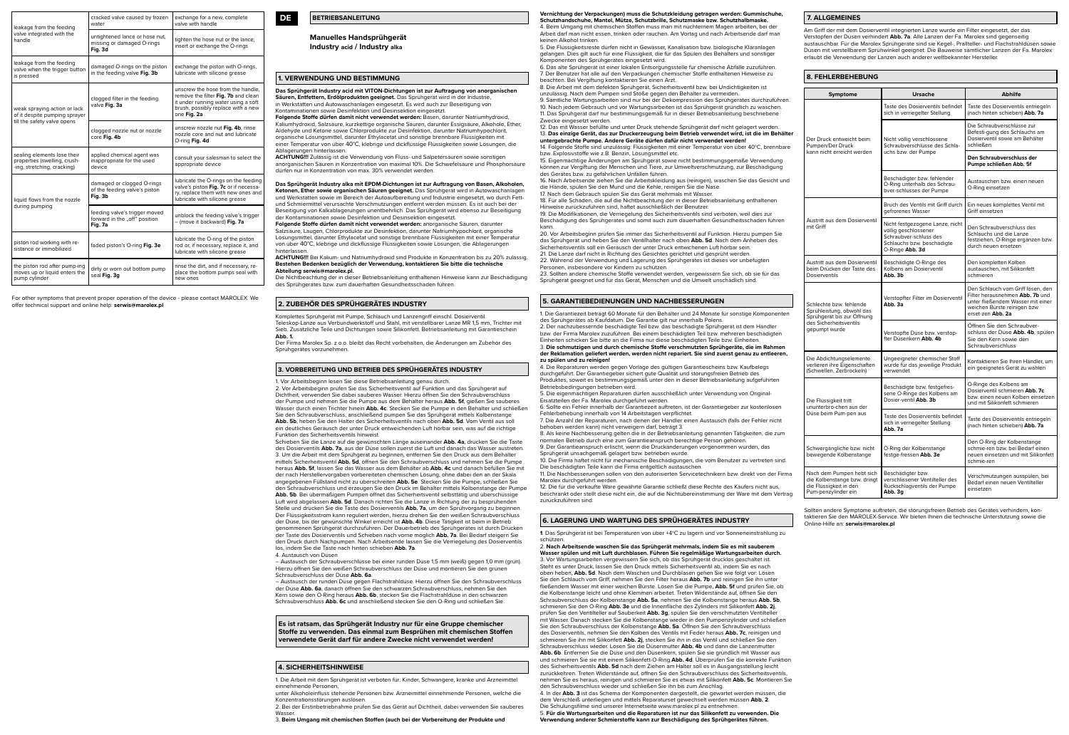| | | |
|---|---|---|
| leakage from the feeding valve integrated with the handle | cracked valve caused by frozen water | exchange for a new, complete valve with handle |
| | untightened lance or hose nut, missing or damaged O-rings **Fig. 3d** | tighten the hose nut or the lance; insert or exchange the O-rings |
| leakage from the feeding valve when the trigger button is pressed | damaged O-rings on the piston in the feeding valve **Fig. 3b** | exchange the piston with O-rings, lubricate with silicone grease |
| weak spraying action or lack of it despite pumping sprayer till the safety valve opens | clogged filter in the feeding valve **Fig. 3a** | unscrew the hose from the handle, remove the filter **Fig. 7b** and clean it under running water using a soft brush, possibly replace with a new one **Fig. 2a** |
| | clogged nozzle nut or nozzle core **Fig. 4b** | unscrew nozzle nut **Fig. 4b**, rinse nozzle core and nut and lubricate O-ring **Fig. 4d** |
| sealing elements lose their properties (swelling, crush-ing, stretching, cracking) | applied chemical agent was inappropriate for the used device | consult your salesman to select the appropriate device |
| liquid flows from the nozzle during pumping | damaged or clogged O-rings of the feeding valve's piston **Fig. 3b** | lubricate the O-rings on the feeding valve's piston **Fig. 7c** or if necessa-ry, replace them with new ones and lubricate with silicone grease |
| | feeding valve's trigger moved forward in the „off" position **Fig. 7a** | unblock the feeding valve's trigger – (move it backward) **Fig. 7a** |
| piston rod working with re-sistance or immobilized | faded piston's O-ring **Fig. 3e** | lubricate the O-ring of the piston rod or, if necessary, replace it, and lubricate with silicone grease |
| the piston rod after pump-ing moves up or liquid enters the pump cylinder | dirty or worn out bottom pump seal **Fig. 3g** | rinse the dirt, and if necessary, re-place the bottom pumps seal with new ones |

For other symptoms that prevent proper operation of the device - please contact MAROLEX. We offer technical support and online help: **serwis@marolex.pl**

**DE** BETRIEBSANLEITUNG

**Manuelles Handsprühgerät**
**Industry acid / Industry alka**

## 1. VERWENDUNG UND BESTIMMUNG

**Das Sprühgerät Industry acid mit VITON-Dichtungen ist zur Auftragung von anorganischen Säuren, Entfettern, Erdölprodukten geeignet.** Das Sprühgerät wird in der Industrie, in Werkstätten und Autowaschanlagen eingesetzt. Es wird auch zur Beseitigung von Kontaminationen sowie Desinfektion und Desinfektion eingesetzt.
**Folgende Stoffe dürfen damit nicht verwendet werden:** Basen, darunter Natriumhydroxid, Kaliumhydroxid, Salzsäure, kurzkettige organische Säuren, darunter Essigsäure, Alkohole, Ether, Aldehyde und Ketone sowie Chlorprodukte zur Desinfektion, darunter Natriumhypochlorit, organische Lösungsmittel, darunter Ethylacetat und sonstige brennbare Flüssigkeiten mit einer Temperatur von über 40°C, klebrige und dickflüssige Flüssigkeiten sowie Lösungen, die Ablagerungen hinterlassen.
**ACHTUNG!!!** Zulässig ist die Verwendung von Fluss- und Salpetersäuren sowie sonstigen anorganischen Säuren in Konzentration von maximal 10%. Die Schwefelsäure und Phosphorsäure dürfen nur in Konzentration von max. 30% verwendet werden.

**Das Sprühgerät Industry alka mit EPDM-Dichtungen ist zur Auftragung von Basen, Alkoholen, Ketonen, Ether sowie organischen Säuren geeignet.** Das Sprühgerät wird in Autowaschanlagen und Werkstätten sowie im Bereich der Autoaufbereitung und Industrie eingesetzt, wo durch Fett- und Schmiermittel verursachte Verschmutzungen entfernt werden müssen. Es ist auch bei der Beseitigung von Kalkablagerungen unentbehrlich. Das Sprühgerät wird ebenso zur Beseitigung der Kontaminationen sowie Desinfektion und Desinfektion eingesetzt.
**Folgende Stoffe dürfen damit nicht verwendet werden:** anorganische Säuren, darunter Salzsäure, Laugen, Chlorprodukte zur Desinfektion, darunter Natriumhypochlorit, organische Lösungsmittel, darunter Ethylacetat und sonstige brennbare Flüssigkeiten mit einer Temperatur von über 40°C, klebrige und dickflüssige Flüssigkeiten sowie Lösungen, die Ablagerungen hinterlassen.
**ACHTUNG!!!** Bei Kalium- und Natriumhydroxid sind Produkte in Konzentration bis zu 20% zulässig.
**Bestehen Bedenken bezüglich der Verwendung, kontaktieren Sie bitte die technische Abteilung serwis@marolex.pl.**
Die Nichtbeachtung der in dieser Betriebsanleitung enthaltenen Hinweise kann zur Beschädigung des Sprühgerätes bzw. zum dauerhaften Gesundheitsschaden führen.

## 2. ZUBEHÖR DES SPRÜHGERÄTES INDUSTRY

Komplettes Sprühgerät mit Pumpe, Schlauch und Lanzengriff einschl. Dosierventil. Teleskop-Lanze aus Verbundwerkstoff und Stahl, mit verstellbarer Lanze MR 1,5 mm, Trichter mit Sieb. Zusätzliche Teile und Dichtungen sowie Silikonfett. Betriebsanleitung mit Garantieschein **Abb. 1.**
Der Firma Marolex Sp. z o.o. bleibt das Recht vorbehalten, die Änderungen am Zubehör des Sprühgerätes vorzunehmen.

## 3. VORBEREITUNG UND BETRIEB DES SPRÜHGERÄTES INDUSTRY

1. Vor Arbeitsbeginn lesen Sie diese Betriebsanleitung genau durch.
2. Vor Arbeitsbeginn prüfen Sie das Sicherheitsventil auf Funktion und das Sprühgerät auf Dichtheit, verwenden Sie dabei sauberes Wasser. Hierzu öffnen Sie den Schraubverschluss der Pumpe und nehmen Sie die Pumpe aus dem Behälter heraus **Abb. 5f**, gießen Sie sauberes Wasser durch einen Trichter hinein **Abb. 4c**. Stecken Sie die Pumpe in den Behälter und schließen Sie den Schraubverschluss, anschließend pumpen Sie das Sprühgerät mittels Kolbenstange **Abb. 5b**, heben Sie den Halter des Sicherheitsventils nach oben **Abb. 5d**. Vom Ventil aus soll ein deutliches Geräusch der unter Druck entweichenden Luft hörbar sein, was auf die richtige Funktion des Sicherheitsventils hinweist.
Schieben Sie die Lanze auf die gewünschten Länge auseinander **Abb. 4a**, drücken Sie die Taste des Dosierventils **Abb. 7a**, aus der Düse sollen zuerst die Luft und danach das Wasser austreten.
3. Um die Arbeit mit dem Sprühgerät zu beginnen, entfernen Sie den Druck aus dem Behälter mittels Sicherheitsventil **Abb. 5d**, öffnen Sie den Schraubverschluss und nehmen Sie die Pumpe heraus **Abb. 5f**, lassen Sie das Wasser aus dem Behälter ab **Abb. 4c** und danach befüllen Sie mit der nach Herstellervorgaben vorbereiteten chemischen Lösung, ohne dabei den an der Skala angegebenen Füllstand nicht zu überschreiten **Abb. 5e**. Stecken Sie die Pumpe, schließen Sie den Schraubverschluss und erzeugen Sie den Druck im Behälter mittels Kolbenstange der Pumpe **Abb. 5b**. Bei übermäßigem Pumpen öffnet das Sicherheitsventil selbstständig und überschüssige Luft wird abgelassen **Abb. 5d**. Danach richten Sie die Lanze in Richtung der zu besprühenden Stelle und drücken Sie die Taste des Dosierventils **Abb. 7a**, um den Sprühvorgang zu beginnen. Der Flüssigkeitsstrom kann reguliert werden, hierzu drehen Sie den weißen Schraubverschluss der Düse, bis der gewünschte Winkel erreicht ist **Abb. 4b**. Diese Tätigkeit ist beim in Betrieb genommenen Sprühgerät durchzuführen. Der Dauerbetrieb des Sprühgerätes ist durch Drücken der Taste des Dosierventils und Schieben nach vorne möglich **Abb. 7a**. Bei Bedarf steigern Sie den Druck durch Nachpumpen. Nach Arbeitsende lassen Sie die Verriegelung des Dosierventils los, indem Sie die Taste nach hinten schieben **Abb. 7a**.
4. Austausch von Düsen
– Austausch der Schraubverschlüsse bei einer runden Düse 1,5 mm (weiß) gegen 1,0 mm (grün). Hierzu öffnen Sie den weißen Schraubverschluss der Düse und montieren Sie den grünen Schraubverschluss der Düse **Abb. 6a**.
– Austausch der runden Düse gegen Flachstrahldüse. Hierzu öffnen Sie den Schraubverschluss der Düse **Abb. 6a**, danach öffnen Sie den schwarzen Schraubverschluss, nehmen Sie den Kern sowie den O-Ring heraus **Abb. 6b**, stecken Sie die Flachstrahldüse in den schwarzen Schraubverschluss **Abb. 6c** und anschließend stecken Sie den O-Ring und schließen Sie.

**Es ist ratsam, das Sprühgerät Industry nur für eine Gruppe chemischer Stoffe zu verwenden. Das einmal zum Besprühen mit chemischen Stoffen verwendete Gerät darf für andere Zwecke nicht verwendet werden!**

## 4. SICHERHEITSHINWEISE

1. Die Arbeit mit dem Sprühgerät ist verboten für: Kinder, Schwangere, kranke und Arzneimittel einnehmende Personen,
unter Alkoholeinfluss stehende Personen bzw. Arzneimittel einnehmende Personen, welche die Konzentrationsstörungen auslösen.
2. Bei der Erstinbetriebnahme prüfen Sie das Gerät auf Dichtheit, dabei verwenden Sie sauberes Wasser.
3. **Beim Umgang mit chemischen Stoffen (auch bei der Vorbereitung der Produkte und Vernichtung der Verpackungen) muss die Schutzkleidung getragen werden: Gummischuhe, Schutzhandschuhe, Mantel, Mütze, Schutzbrille, Schutzmaske bzw. Schutzhalbmaske.**
4. Beim Umgang mit chemischen Stoffen muss man mit nüchternem Magen arbeiten, bei der Arbeit darf man nicht essen, trinken oder rauchen. Am Vortag und nach Arbeitsende darf man keinen Alkohol trinken.
5. Die Flüssigkeitsreste dürfen nicht in Gewässer, Kanalisation bzw. biologische Kläranlagen gelangen. Dies gilt auch für eine Flüssigkeit, die für das Spülen des Behälters und sonstiger Komponenten des Sprühgerätes eingesetzt wird.
6. Das alte Sprühgerät ist einer lokalen Entsorgungsstelle für chemische Abfälle zuzuführen.
7. Der Benutzer hat alle auf den Verpackungen chemischer Stoffe enthaltenen Hinweise zu beachten. Bei Vergiftung kontaktieren Sie einen Arzt.
8. Die Arbeit mit dem defekten Sprühgerät, Sicherheitsventil bzw. bei Undichtigkeiten ist unzulässig. Nach dem Pumpen sind Stöße gegen den Behälter zu vermeiden.
9. Sämtliche Wartungsarbeiten sind nur bei der Dekompression des Sprühgerätes durchzuführen.
10. Nach jedem Gebrauch und vor Wartungsarbeiten ist das Sprühgerät gründlich zu waschen.
11. Das Sprühgerät darf nur bestimmungsgemäß für in dieser Betriebsanleitung beschriebene Zwecke eingesetzt werden.
12. Das mit Wasser befüllte und unter Druck stehende Sprühgerät darf nicht gelagert werden.
13. **Das einzige Gerät, das zur Druckerzeugung beim Betrieb verwendet wird, ist die im Behälter untergebrachte Pumpe. Andere Geräte dürfen dafür nicht verwendet werden!**
14. Folgende Stoffe sind unzulässig: Flüssigkeiten mit einer Temperatur von über 40°C, brennbare bzw. Explosivstoffe wie z.B. Benzin, Lösungsmittel etc.
15. Eigenmächtige Änderungen am Sprühgerät sowie nicht bestimmungsgemäße Verwendung können zur Vergiftung der Menschen und Tiere, zur Umweltverschmutzung, zur Beschädigung des Gerätes bzw. zu gefährlichen Unfällen führen.
16. Nach Arbeitsende ziehen Sie die Arbeitskleidung aus (reinigen), waschen Sie das Gesicht und die Hände, spülen Sie den Mund und die Kehle, reinigen Sie die Nase.
17. Nach dem Gebrauch spülen Sie das Gerät mehrmals mit Wasser.
18. Für alle Schäden, die auf die Nichtbeachtung der in dieser Betriebsanleitung enthaltenen Hinweise zurückzuführen sind, haftet ausschließlich der Benutzer.
19. Die Modifikationen, die Verriegelung des Sicherheitsventils sind verboten, weil dies zur Beschädigung des Sprühgerätes und somit auch zum dauerhaften Gesundheitsschaden führen kann.
20. Vor Arbeitsbeginn prüfen Sie immer das Sicherheitsventil auf Funktion. Hierzu pumpen Sie das Sprühgerät und heben Sie den Ventilhalter nach oben **Abb. 5d**. Nach dem Anheben des Sicherheitsventils soll ein Geräusch der unter Druck entweichenden Luft hörbar sein.
21. Die Lanze darf nicht in Richtung des Gesichtes gerichtet und gesprüht werden.
22. Während der Verwendung und Lagerung des Sprühgerätes ist dieses vor unbefugten Personen, insbesondere vor Kindern zu schützen.
23. Sollten andere chemische Stoffe verwendet werden, vergewissern Sie sich, ob sie für das Sprühgerät geeignet und für das Gerät, Menschen und die Umwelt unschädlich sind.

## 5. GARANTIEBEDIENUNGEN UND NACHBESSERUNGEN

1. Die Garantiezeit beträgt 60 Monate für den Behälter und 24 Monate für sonstige Komponenten des Sprühgerätes ab Kaufdatum. Die Garantie gilt nur innerhalb Polens.
2. Der nachzubessernde beschädigte Teil bzw. das beschädigte Sprühgerät ist dem Händler bzw. der Firma Marolex zuzuführen. Bei einem beschädigten Teil bzw. mehreren beschädigten Einheiten schicken Sie bitte an die Firma nur diese beschädigten Teile bzw. Einheiten.
3. **Die schmutzigen und durch chemische Stoffe verschmutzten Sprühgeräte, die im Rahmen der Reklamation geliefert werden, werden nicht repariert. Sie sind zuerst genau zu entleeren, zu spülen und zu reinigen!**
4. Die Reparaturen werden gegen Vorlage des gültigen Garantiescheins bzw. Kaufbelegs durchgeführt. Der Garantiegeber sichert gute Qualität und störungsfreien Betrieb des Produktes, soweit es bestimmungsgemäß unter den in dieser Betriebsanleitung aufgeführten Betriebsbedingungen betrieben wird.
5. Die eigenmächtigen Reparaturen dürfen ausschließlich unter Verwendung von Original-Ersatzteilen der Fa. Marolex durchgeführt werden.
6. Sollte ein Fehler innerhalb der Garantiezeit auftreten, ist der Garantiegeber zur kostenlosen Fehlerbehebung innerhalb von 14 Arbeitstagen verpflichtet.
7. Die Anzahl der Reparaturen, nach denen der Händler einen Austausch (falls der Fehler nicht behoben werden kann) nicht verweigern darf, beträgt 3.
8. Als keine Nachbesserung gelten die in der Betriebsanleitung genannten Tätigkeiten, die zum normalen Betrieb durch eine zum Garantieanspruch berechtigte Person gehören.
9. Der Garantieanspruch erlischt, wenn die Druckänderungen vorgenommen wurden, das Sprühgerät unsachgemäß gelagert bzw. betrieben wurde.
10. Die Firma haftet nicht für mechanische Beschädigungen, die vom Benutzer zu vertreten sind. Die beschädigten Teile kann die Firma entgeltlich austauschen.
11. Die Nachbesserungen sollen von den autorisierten Servicetechnikern bzw. direkt von der Firma Marolex durchgeführt werden.
12. Die für die verkaufte Ware gewährte Garantie schließt diese Rechte des Käufers nicht aus, beschränkt oder stellt diese nicht ein, die auf die Nichtübereinstimmung der Ware mit dem Vertrag zurückzuführen sind.

## 6. LAGERUNG UND WARTUNG DES SPRÜHGERÄTES INDUSTRY

**1**. Das Sprühgerät ist bei Temperaturen von über +4°C zu lagern und vor Sonneneinstrahlung zu schützen.
2. **Nach Arbeitsende waschen Sie das Sprühgerät mehrmals, indem Sie es mit sauberem Wasser spülen und mit Luft durchblasen. Führen Sie regelmäßige Wartungsarbeiten durch.**
3. Vor Wartungsarbeiten vergewissern Sie sich, ob das Sprühgerät drucklos geschaltet ist. Steht es unter Druck, lassen Sie den Druck mittels Sicherheitsventil ab, indem Sie es nach oben heben, **Abb. 5d**. Nach dem Waschen und Durchblasen gehen Sie wie folgt vor: Lösen Sie den Schlauch vom Griff, nehmen Sie den Filter heraus **Abb. 7b** und reinigen Sie ihn unter fließendem Wasser mit einer weichen Bürste. Lösen Sie die Pumpe, **Abb. 5f** und prüfen Sie, ob die Kolbenstange leicht und ohne Klemmen arbeitet. Treten Widerstände auf, öffnen Sie den Schraubverschluss der Kolbenstange **Abb. 5a**, nehmen Sie die Kolbenstange heraus **Abb. 5b**, schmieren Sie den O-Ring **Abb. 3e** und die Innenfläche des Zylinders mit Silikonfett **Abb. 2j**, prüfen Sie den Ventilteller auf Sauberkeit **Abb. 3g**, spulen Sie den verschmutzten Ventilteller mit Wasser. Danach stecken Sie die Kolbenstange wieder in den Pumpenzylinder und schließen Sie den Schraubverschluss der Kolbenstange **Abb. 5a**. Öffnen Sie den Schraubverschluss des Dosierventils, nehmen Sie den Kolben des Ventils mit Feder heraus **Abb. 7c**, reinigen und schmieren Sie ihn mit Silikonfett **Abb. 2j**, stecken Sie ihn in das Ventil und schließen Sie den Schraubverschluss wieder. Lösen Sie die Düsenmutter **Abb. 4b** und dann die Lanzenmutter **Abb. 6b**. Entfernen Sie die Düse und den Düsenkern, spülen Sie sie gründlich mit Wasser aus und schmieren Sie sie mit einem Silikonfett-O-Ring **Abb. 4d**. Überprüfen Sie die korrekte Funktion des Sicherheitsventils **Abb. 5d** nach dem Ziehen am Halter soll es in Ausgangsstellung leicht zurückkehren. Treten Widerstände auf, öffnen Sie den Schraubverschluss des Sicherheitsventils, nehmen Sie es heraus, reinigen und schmieren Sie es etwas mit Silikonfett **Abb. 5c**. Montieren Sie den Schraubverschluss wieder und schließen Sie ihn bis zum Anschlag.
4. In der **Abb. 3** ist das Schema der Komponenten dargestellt, die gewartet werden müssen, die dem Verschleiß unterliegen und mittels Reparaturset gewechselt werden müssen **Abb. 2**. Die Schulungsfilme sind unserer Internetseite www.marolex.pl zu entnehmen.
5. **Für die Wartungsarbeiten und die Reparaturen ist nur das Silikonfett zu verwenden. Die Verwendung anderer Schmierstoffe kann zur Beschädigung des Sprühgerätes führen.**

## 7. ALLGEMEINES

Am Griff der mit dem Dosierventil integrierten Lanze wurde ein Filter eingesetzt, der das Verstopfen der Düsen verhindert **Abb. 7a**. Alle Lanzen der Fa. Marolex sind gegenseitig austauschbar. Für die Marolex Sprühgeräte sind sie Kegel-, Prallteller- und Flachstrahldüsen sowie Düsen mit verstellbarem Sprühwinkel geeignet. Die Bauweise sämtlicher Lanzen der Fa. Marolex erlaubt die Verwendung der Lanzen auch anderer weltbekannter Hersteller.

## 8. FEHLERBEHEBUNG

| Symptome | Ursache | Abhilfe |
|---|---|---|
| Der Druck entweicht beim Pumpen/Der Druck kann nicht erreicht werden | Taste des Dosierventils befindet sich in verriegelter Stellung | Taste des Dosierventils entriegeln (nach hinten schieben) **Abb. 7a** |
| | Nicht völlig verschlossene Schraubverschlüsse des Schla-uchs bzw. der Pumpe | Die Schraubverschlüsse zur Befesti-gung des Schlauchs am Dosierventil sowie am Behälter schließen. |
| | | **Den Schraubverschluss der Pumpe schließen Abb. 5f** |
| | Beschädigter bzw. fehlender O-Ring unterhalb des Schrau-bver-schlusses der Pumpe | Austauschen bzw. einen neuen O-Ring einsetzen |
| Austritt aus dem Dosierventil mit Griff | Bruch des Ventils mit Griff durch gefrorenes Wasser | Ein neues komplettes Ventil mit Griff einsetzen |
| | Nicht festgezogene Lanze, nicht völlig geschlossener Schraubver-schluss des Schlauchs bzw. beschädigte O-Ringe **Abb. 3d** | Den Schraubverschluss des Schlauchs und die Lanze festziehen, O-Ringe ergänzen bzw. durch neuen ersetzen |
| Austritt aus dem Dosierventil beim Drücken der Taste des Dosierventils | Beschädigte O-Ringe des Kolbens am Dosierventil **Abb. 3b** | Den kompletten Kolben austauschen, mit Silikonfett schmieren |
| Schlechte bzw. fehlende Sprühleistung, obwohl das Sprühgerät bis zur Öffnung des Sicherheitsventils gepumpt wurde | Verstopfter Filter im Dosierventil **Abb. 3a** | Den Schlauch vom Griff lösen, den Filter herausnehmen **Abb. 7b** und unter fließendem Wasser mit einer weichen Bürste reinigen bzw. ersetz-en **Abb. 2a** |
| | Verstopfte Düse bzw. verstop-fter Düsenkern **Abb. 4b** | Öffnen Sie den Schraubver-schluss der Düse **Abb. 4b**, spülen Sie den Kern sowie den Schraubverschluss |
| Die Abdichtungselemente verlieren ihre Eigenschaften (Schwellen, Zerbröckeln) | Ungeeigneter chemischer Stoff wurde für das jeweilige Produkt verwendet | Kontaktieren Sie Ihren Händler, um ein geeignetes Gerät zu wählen |
| Die Flüssigkeit tritt ununterbro-chen aus der Düse beim Pum-pen aus | Beschädigte bzw. festgefres-sene O-Ringe des Kolbens am Dosier-ventil **Abb. 3b** | O-Ringe des Kolbens am Dosierventil schmieren **Abb. 7c** bzw. einen neuen Kolben einsetzen und mit Silikonfett schmieren |
| | Taste des Dosierventils befindet sich in verriegelter Stellung **Abb. 7a** | Taste des Dosierventils entriegeln (nach hinten schieben) **Abb. 7a** |
| Schwergängliche bzw. nicht bewegende Kolbenstange | O-Ring der Kolbenstange festge-fressen **Abb. 3e** | Den O-Ring der Kolbenstange schmie-ren bzw. bei Bedarf einen neuen einsetzen und mit Silikonfett schmie-ren |
| Nach dem Pumpen hebt sich die Kolbenstange bzw. dringt die Flüssigkeit in den Pum-penzylinder ein | Beschädigter bzw. verschlissener Ventilteller des Rückschlagventils der Pumpe **Abb. 3g** | Verschmutzungen ausspülen, bei Bedarf einen neuen Ventilteller einsetzen |

Sollten andere Symptome auftreten, die störungsfreien Betrieb des Gerätes verhindern, kontaktieren Sie den MAROLEX-Service. Wir bieten Ihnen die technische Unterstützung sowie die Online-Hilfe an: **serwis@marolex.pl**